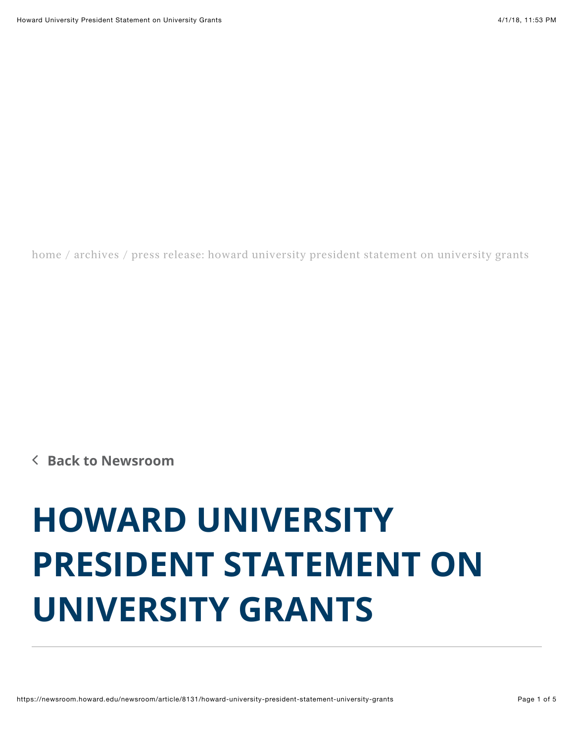home / archives / press release: howard university president statement on university grants

< **Back to Newsroom**

# HOWARD UNIVERSITY PRESIDENT STATEMENT ON UNIVERSITY GRANTS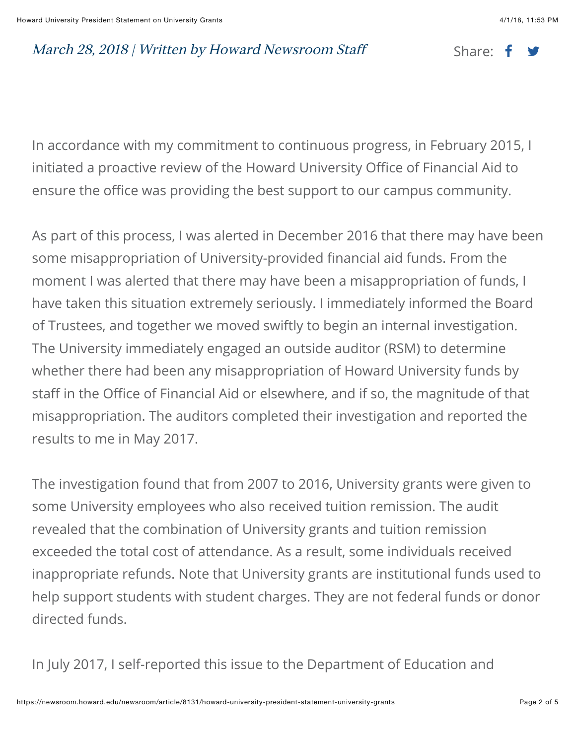*March 28, 2018 | Written by Howard Newsroom Staff*

Share:

In accordance with my commitment to continuous progress, in February 2015, I initiated a proactive review of the Howard University Office of Financial Aid to ensure the office was providing the best support to our campus community.

As part of this process, I was alerted in December 2016 that there may have been some misappropriation of University-provided financial aid funds. From the moment I was alerted that there may have been a misappropriation of funds, I have taken this situation extremely seriously. I immediately informed the Board of Trustees, and together we moved swiftly to begin an internal investigation. The University immediately engaged an outside auditor (RSM) to determine whether there had been any misappropriation of Howard University funds by staff in the Office of Financial Aid or elsewhere, and if so, the magnitude of that misappropriation. The auditors completed their investigation and reported the results to me in May 2017.

The investigation found that from 2007 to 2016, University grants were given to some University employees who also received tuition remission. The audit revealed that the combination of University grants and tuition remission exceeded the total cost of attendance. As a result, some individuals received inappropriate refunds. Note that University grants are institutional funds used to help support students with student charges. They are not federal funds or donor directed funds.

In July 2017, I self-reported this issue to the Department of Education and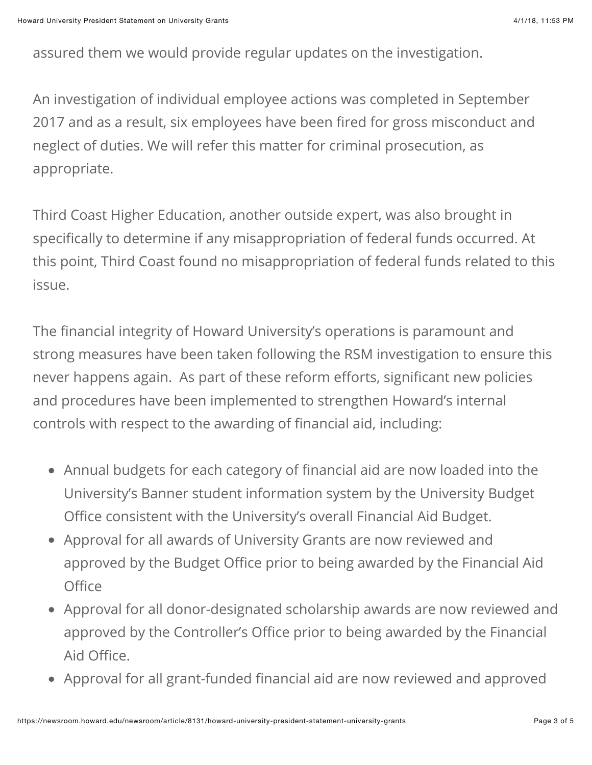assured them we would provide regular updates on the investigation.

An investigation of individual employee actions was completed in September 2017 and as a result, six employees have been fired for gross misconduct and neglect of duties. We will refer this matter for criminal prosecution, as appropriate.

Third Coast Higher Education, another outside expert, was also brought in specifically to determine if any misappropriation of federal funds occurred. At this point, Third Coast found no misappropriation of federal funds related to this issue.

The financial integrity of Howard University's operations is paramount and strong measures have been taken following the RSM investigation to ensure this never happens again.  As part of these reform efforts, significant new policies and procedures have been implemented to strengthen Howard's internal controls with respect to the awarding of financial aid, including:

- Annual budgets for each category of financial aid are now loaded into the University's Banner student information system by the University Budget Office consistent with the University's overall Financial Aid Budget.
- Approval for all awards of University Grants are now reviewed and approved by the Budget Office prior to being awarded by the Financial Aid Office
- Approval for all donor-designated scholarship awards are now reviewed and approved by the Controller's Office prior to being awarded by the Financial Aid Office.
- Approval for all grant-funded financial aid are now reviewed and approved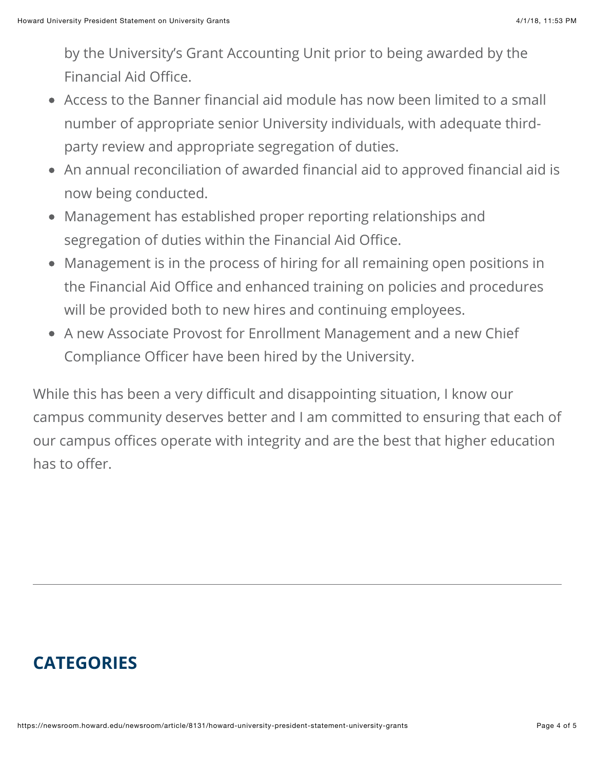by the University's Grant Accounting Unit prior to being awarded by the Financial Aid Office.

- Access to the Banner financial aid module has now been limited to a small number of appropriate senior University individuals, with adequate third-party review and appropriate segregation of duties.
- An annual reconciliation of awarded financial aid to approved financial aid is now being conducted.
- Management has established proper reporting relationships and segregation of duties within the Financial Aid Office.
- Management is in the process of hiring for all remaining open positions in the Financial Aid Office and enhanced training on policies and procedures will be provided both to new hires and continuing employees.
- A new Associate Provost for Enrollment Management and a new Chief Compliance Officer have been hired by the University.

While this has been a very difficult and disappointing situation, I know our campus community deserves better and I am committed to ensuring that each of our campus offices operate with integrity and are the best that higher education has to offer.

---

## CATEGORIES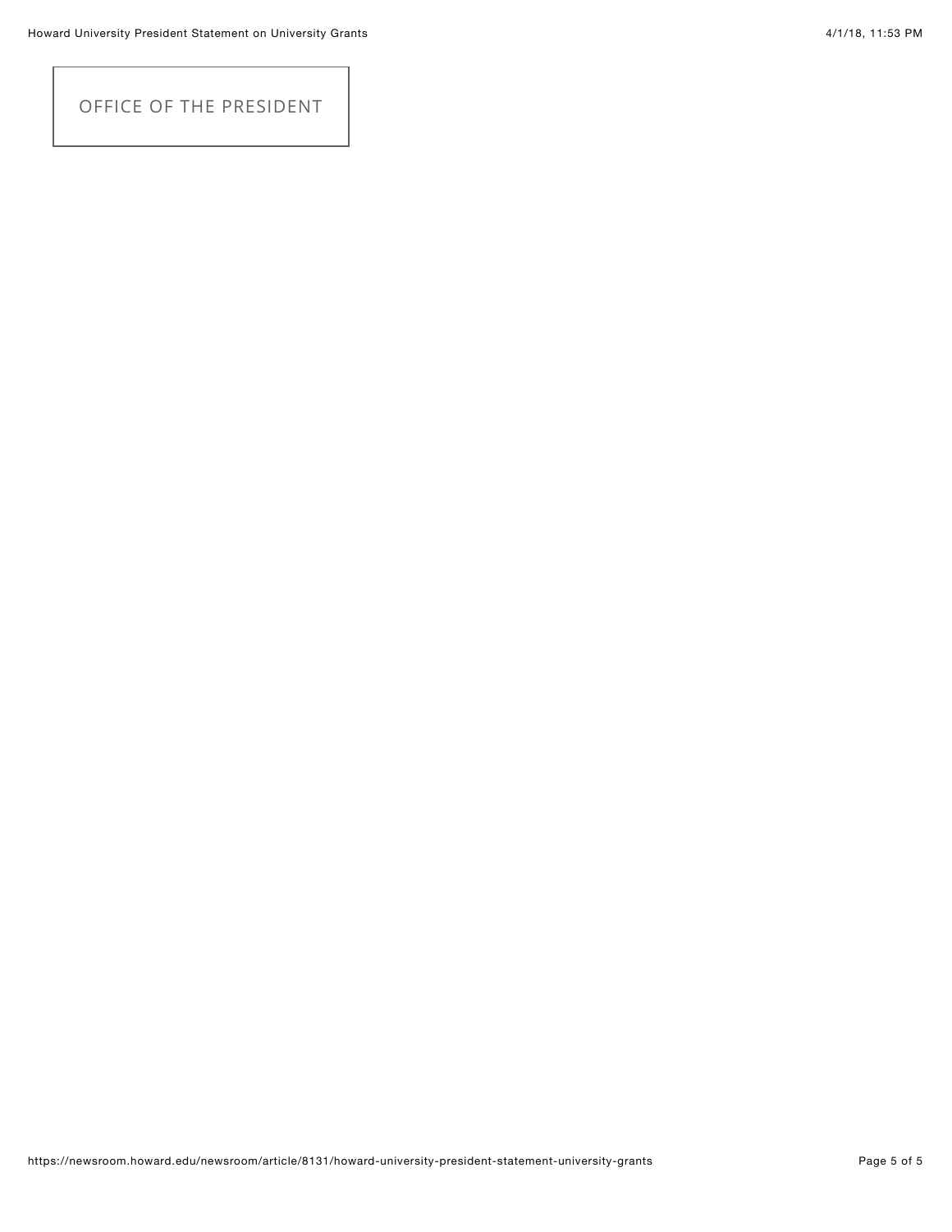OFFICE OF THE PRESIDENT